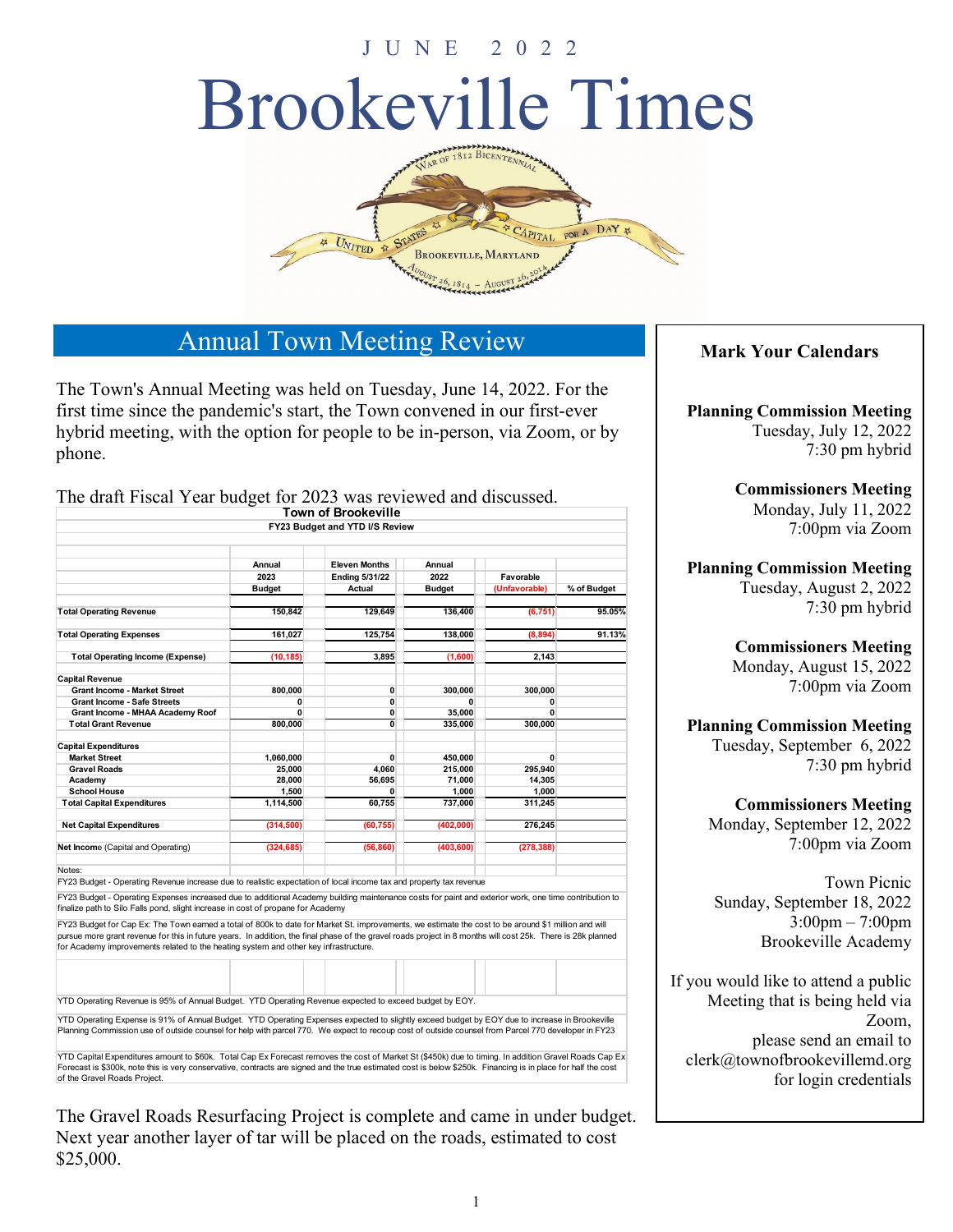# Brookeville Times

JUNE 2022

## Annual Town Meeting Review

The Town's Annual Meeting was held on Tuesday, June 14, 2022. For the first time since the pandemic's start, the Town convened in our first-ever hybrid meeting, with the option for people to be in-person, via Zoom, or by phone.

The draft Fiscal Year budget for 2023 was reviewed and discussed.

**Town of Brookeville**
**FY23 Budget and YTD I/S Review**

| | Annual 2023 Budget | Eleven Months Ending 5/31/22 Actual | Annual 2022 Budget | Favorable (Unfavorable) | % of Budget |
|---|---|---|---|---|---|
| **Total Operating Revenue** | 150,842 | 129,649 | 136,400 | (6,751) | 95.05% |
| **Total Operating Expenses** | 161,027 | 125,754 | 138,000 | (8,894) | 91.13% |
| **Total Operating Income (Expense)** | (10,185) | 3,895 | (1,600) | 2,143 | |
| **Capital Revenue** | | | | | |
| Grant Income - Market Street | 800,000 | 0 | 300,000 | 300,000 | |
| Grant Income - Safe Streets | 0 | 0 | 0 | 0 | |
| Grant Income - MHAA Academy Roof | 0 | 0 | 35,000 | 0 | |
| Total Grant Revenue | 800,000 | 0 | 335,000 | 300,000 | |
| **Capital Expenditures** | | | | | |
| Market Street | 1,060,000 | 0 | 450,000 | 0 | |
| Gravel Roads | 25,000 | 4,060 | 215,000 | 295,940 | |
| Academy | 28,000 | 56,695 | 71,000 | 14,305 | |
| School House | 1,500 | 0 | 1,000 | 1,000 | |
| Total Capital Expenditures | 1,114,500 | 60,755 | 737,000 | 311,245 | |
| **Net Capital Expenditures** | (314,500) | (60,755) | (402,000) | 276,245 | |
| **Net Income (Capital and Operating)** | (324,685) | (56,860) | (403,600) | (278,388) | |

Notes:

FY23 Budget - Operating Revenue increase due to realistic expectation of local income tax and property tax revenue

FY23 Budget - Operating Expenses increased due to additional Academy building maintenance costs for paint and exterior work, one time contribution to finalize path to Silo Falls pond, slight increase in cost of propane for Academy

FY23 Budget for Cap Ex: The Town earned a total of 800k to date for Market St. improvements, we estimate the cost to be around $1 million and will pursue more grant revenue for this in future years. In addition, the final phase of the gravel roads project in 8 months will cost 25k. There is 28k planned for Academy improvements related to the heating system and other key infrastructure.

YTD Operating Revenue is 95% of Annual Budget. YTD Operating Revenue expected to exceed budget by EOY.

YTD Operating Expense is 91% of Annual Budget. YTD Operating Expenses expected to slightly exceed budget by EOY due to increase in Brookeville Planning Commission use of outside counsel for help with parcel 770. We expect to recoup cost of outside counsel from Parcel 770 developer in FY23

YTD Capital Expenditures amount to $60k. Total Cap Ex Forecast removes the cost of Market St ($450k) due to timing. In addition Gravel Roads Cap Ex Forecast is $300k, note this is very conservative, contracts are signed and the true estimated cost is below $250k. Financing is in place for half the cost of the Gravel Roads Project.

The Gravel Roads Resurfacing Project is complete and came in under budget. Next year another layer of tar will be placed on the roads, estimated to cost $25,000.

### Mark Your Calendars

**Planning Commission Meeting**
Tuesday, July 12, 2022
7:30 pm hybrid

**Commissioners Meeting**
Monday, July 11, 2022
7:00pm via Zoom

**Planning Commission Meeting**
Tuesday, August 2, 2022
7:30 pm hybrid

**Commissioners Meeting**
Monday, August 15, 2022
7:00pm via Zoom

**Planning Commission Meeting**
Tuesday, September 6, 2022
7:30 pm hybrid

**Commissioners Meeting**
Monday, September 12, 2022
7:00pm via Zoom

Town Picnic
Sunday, September 18, 2022
3:00pm – 7:00pm
Brookeville Academy

If you would like to attend a public Meeting that is being held via Zoom, please send an email to clerk@townofbrookevillemd.org for login credentials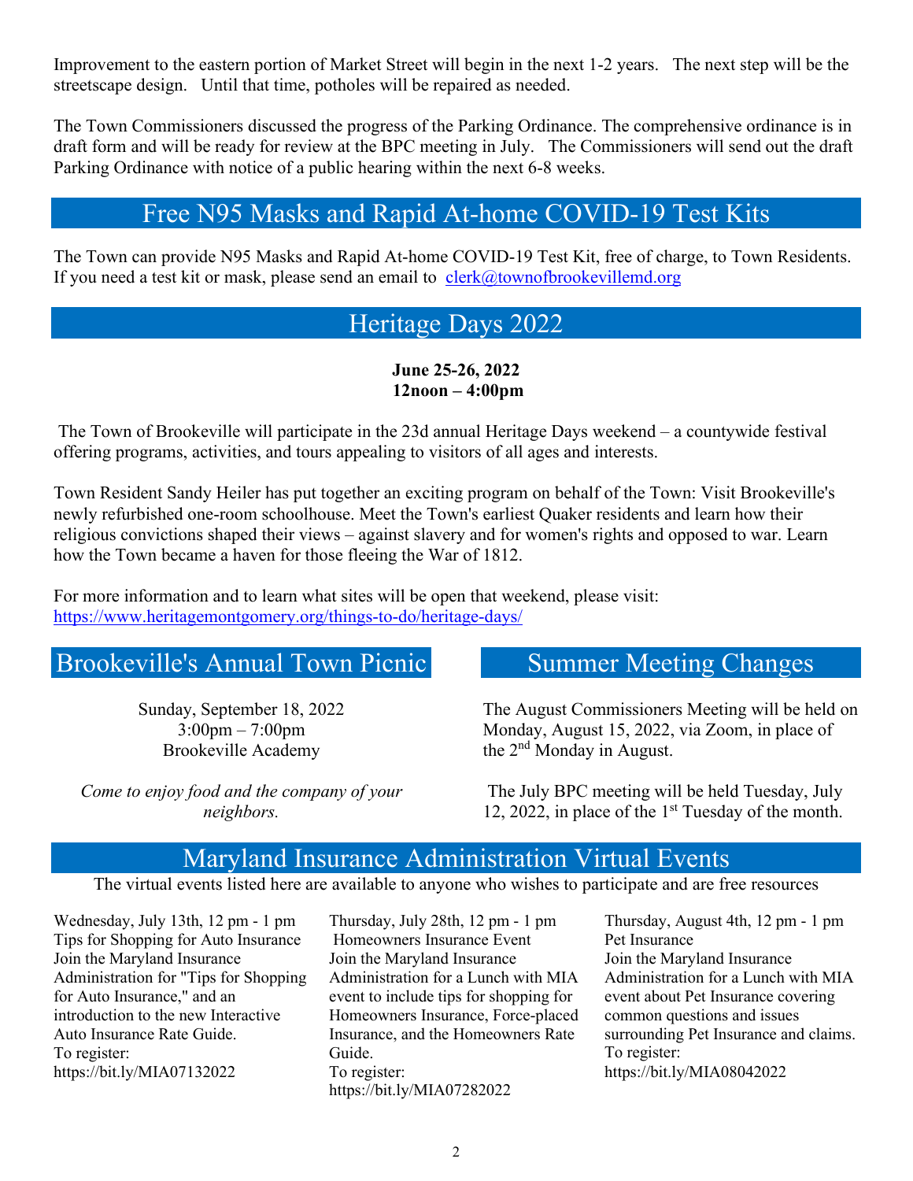Improvement to the eastern portion of Market Street will begin in the next 1-2 years. The next step will be the streetscape design. Until that time, potholes will be repaired as needed.

The Town Commissioners discussed the progress of the Parking Ordinance. The comprehensive ordinance is in draft form and will be ready for review at the BPC meeting in July. The Commissioners will send out the draft Parking Ordinance with notice of a public hearing within the next 6-8 weeks.

## Free N95 Masks and Rapid At-home COVID-19 Test Kits

The Town can provide N95 Masks and Rapid At-home COVID-19 Test Kit, free of charge, to Town Residents. If you need a test kit or mask, please send an email to clerk@townofbrookevillemd.org

## Heritage Days 2022

**June 25-26, 2022**
**12noon – 4:00pm**

The Town of Brookeville will participate in the 23d annual Heritage Days weekend – a countywide festival offering programs, activities, and tours appealing to visitors of all ages and interests.

Town Resident Sandy Heiler has put together an exciting program on behalf of the Town: Visit Brookeville's newly refurbished one-room schoolhouse. Meet the Town's earliest Quaker residents and learn how their religious convictions shaped their views – against slavery and for women's rights and opposed to war. Learn how the Town became a haven for those fleeing the War of 1812.

For more information and to learn what sites will be open that weekend, please visit:
https://www.heritagemontgomery.org/things-to-do/heritage-days/

## Brookeville's Annual Town Picnic

Sunday, September 18, 2022
3:00pm – 7:00pm
Brookeville Academy

*Come to enjoy food and the company of your neighbors.*

## Summer Meeting Changes

The August Commissioners Meeting will be held on Monday, August 15, 2022, via Zoom, in place of the 2nd Monday in August.

The July BPC meeting will be held Tuesday, July 12, 2022, in place of the 1st Tuesday of the month.

## Maryland Insurance Administration Virtual Events

The virtual events listed here are available to anyone who wishes to participate and are free resources

Wednesday, July 13th, 12 pm - 1 pm
Tips for Shopping for Auto Insurance
Join the Maryland Insurance Administration for "Tips for Shopping for Auto Insurance," and an introduction to the new Interactive Auto Insurance Rate Guide.
To register:
https://bit.ly/MIA07132022

Thursday, July 28th, 12 pm - 1 pm
Homeowners Insurance Event
Join the Maryland Insurance Administration for a Lunch with MIA event to include tips for shopping for Homeowners Insurance, Force-placed Insurance, and the Homeowners Rate Guide.
To register:
https://bit.ly/MIA07282022

Thursday, August 4th, 12 pm - 1 pm
Pet Insurance
Join the Maryland Insurance Administration for a Lunch with MIA event about Pet Insurance covering common questions and issues surrounding Pet Insurance and claims.
To register:
https://bit.ly/MIA08042022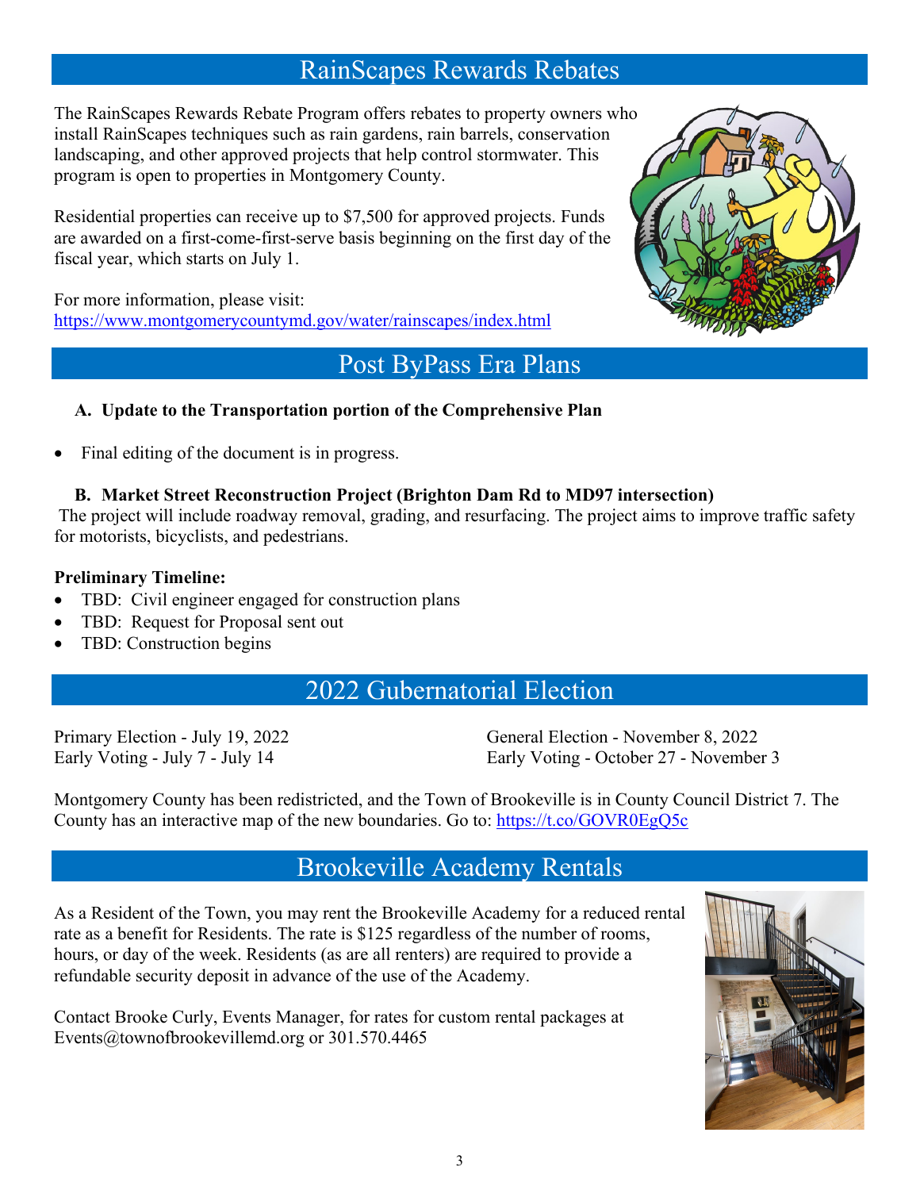## RainScapes Rewards Rebates

The RainScapes Rewards Rebate Program offers rebates to property owners who install RainScapes techniques such as rain gardens, rain barrels, conservation landscaping, and other approved projects that help control stormwater. This program is open to properties in Montgomery County.

Residential properties can receive up to $7,500 for approved projects. Funds are awarded on a first-come-first-serve basis beginning on the first day of the fiscal year, which starts on July 1.

For more information, please visit:
https://www.montgomerycountymd.gov/water/rainscapes/index.html

## Post ByPass Era Plans

**A. Update to the Transportation portion of the Comprehensive Plan**

- Final editing of the document is in progress.

**B. Market Street Reconstruction Project (Brighton Dam Rd to MD97 intersection)**

The project will include roadway removal, grading, and resurfacing. The project aims to improve traffic safety for motorists, bicyclists, and pedestrians.

**Preliminary Timeline:**

- TBD: Civil engineer engaged for construction plans
- TBD: Request for Proposal sent out
- TBD: Construction begins

## 2022 Gubernatorial Election

Primary Election - July 19, 2022
Early Voting - July 7 - July 14

General Election - November 8, 2022
Early Voting - October 27 - November 3

Montgomery County has been redistricted, and the Town of Brookeville is in County Council District 7. The County has an interactive map of the new boundaries. Go to: https://t.co/GOVR0EgQ5c

## Brookeville Academy Rentals

As a Resident of the Town, you may rent the Brookeville Academy for a reduced rental rate as a benefit for Residents. The rate is $125 regardless of the number of rooms, hours, or day of the week. Residents (as are all renters) are required to provide a refundable security deposit in advance of the use of the Academy.

Contact Brooke Curly, Events Manager, for rates for custom rental packages at Events@townofbrookevillemd.org or 301.570.4465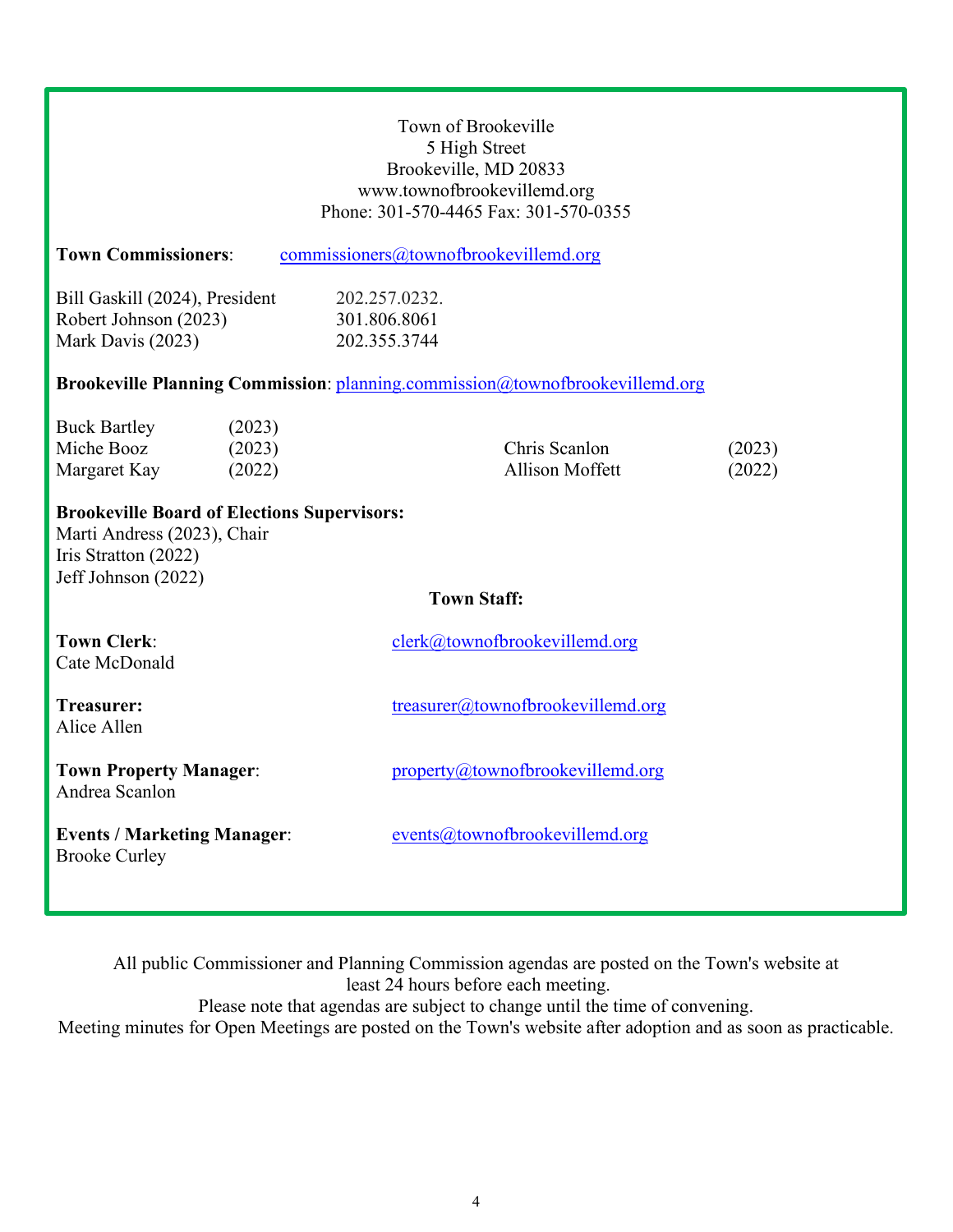Town of Brookeville
5 High Street
Brookeville, MD 20833
www.townofbrookevillemd.org
Phone: 301-570-4465 Fax: 301-570-0355

**Town Commissioners**: commissioners@townofbrookevillemd.org

| | |
|---|---|
| Bill Gaskill (2024), President | 202.257.0232. |
| Robert Johnson (2023) | 301.806.8061 |
| Mark Davis (2023) | 202.355.3744 |

**Brookeville Planning Commission**: planning.commission@townofbrookevillemd.org

| | | | |
|---|---|---|---|
| Buck Bartley | (2023) | | |
| Miche Booz | (2023) | Chris Scanlon | (2023) |
| Margaret Kay | (2022) | Allison Moffett | (2022) |

**Brookeville Board of Elections Supervisors:**
Marti Andress (2023), Chair
Iris Stratton (2022)
Jeff Johnson (2022)

**Town Staff:**

**Town Clerk**: clerk@townofbrookevillemd.org
Cate McDonald

**Treasurer:** treasurer@townofbrookevillemd.org
Alice Allen

**Town Property Manager**: property@townofbrookevillemd.org
Andrea Scanlon

**Events / Marketing Manager**: events@townofbrookevillemd.org
Brooke Curley

All public Commissioner and Planning Commission agendas are posted on the Town's website at least 24 hours before each meeting.
Please note that agendas are subject to change until the time of convening.
Meeting minutes for Open Meetings are posted on the Town's website after adoption and as soon as practicable.